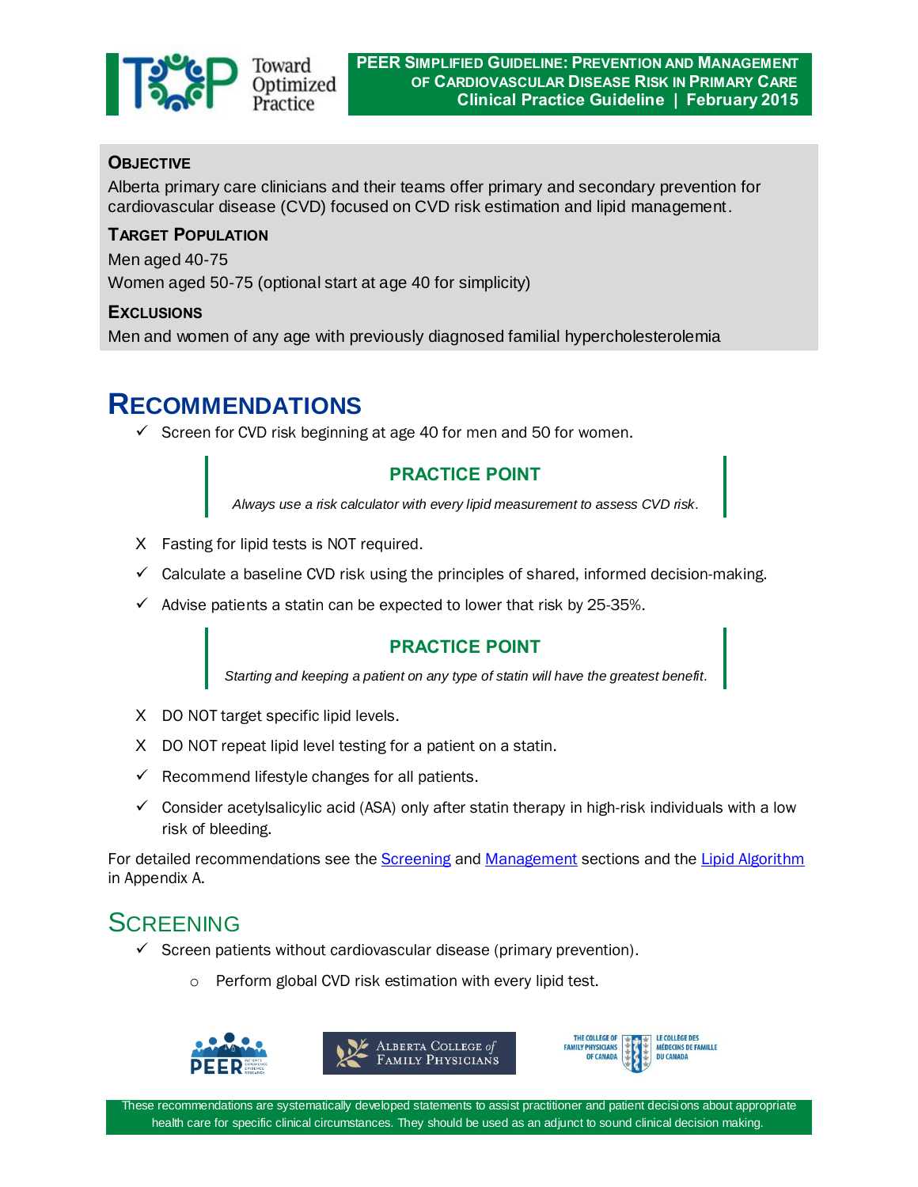# PEER Simplified Guideline: Prevention and Management of Cardiovascular Disease Risk in Primary Care

**Clinical Practice Guideline | February 2015**

### Objective

Alberta primary care clinicians and their teams offer primary and secondary prevention for cardiovascular disease (CVD) focused on CVD risk estimation and lipid management.

### Target Population

Men aged 40-75

Women aged 50-75 (optional start at age 40 for simplicity)

### Exclusions

Men and women of any age with previously diagnosed familial hypercholesterolemia

## Recommendations

- ✓ Screen for CVD risk beginning at age 40 for men and 50 for women.

> **PRACTICE POINT**
>
> *Always use a risk calculator with every lipid measurement to assess CVD risk.*

- X Fasting for lipid tests is NOT required.
- ✓ Calculate a baseline CVD risk using the principles of shared, informed decision-making.
- ✓ Advise patients a statin can be expected to lower that risk by 25-35%.

> **PRACTICE POINT**
>
> *Starting and keeping a patient on any type of statin will have the greatest benefit.*

- X DO NOT target specific lipid levels.
- X DO NOT repeat lipid level testing for a patient on a statin.
- ✓ Recommend lifestyle changes for all patients.
- ✓ Consider acetylsalicylic acid (ASA) only after statin therapy in high-risk individuals with a low risk of bleeding.

For detailed recommendations see the Screening and Management sections and the Lipid Algorithm in Appendix A.

## Screening

- ✓ Screen patients without cardiovascular disease (primary prevention).
  - Perform global CVD risk estimation with every lipid test.

These recommendations are systematically developed statements to assist practitioner and patient decisions about appropriate health care for specific clinical circumstances. They should be used as an adjunct to sound clinical decision making.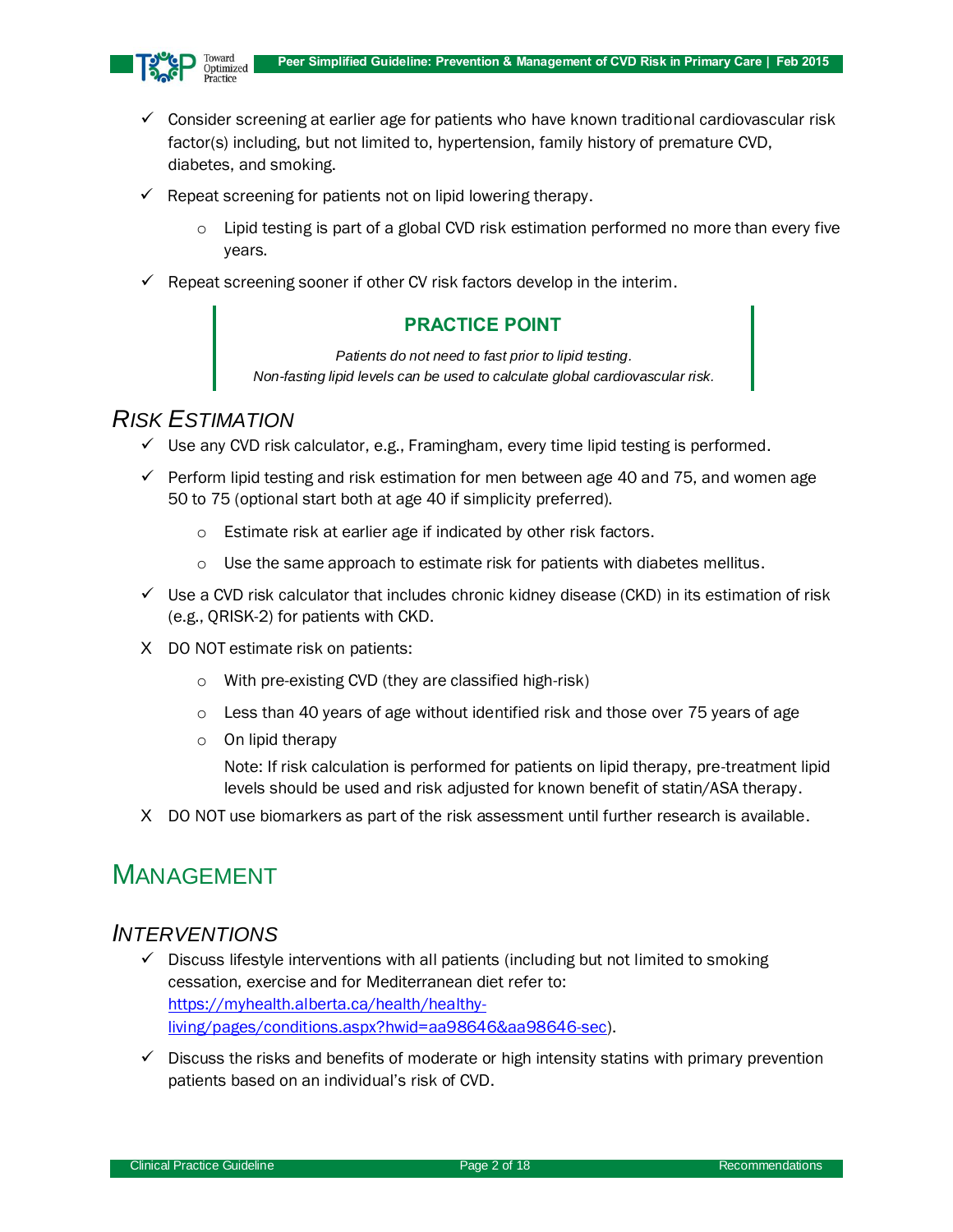- ✓ Consider screening at earlier age for patients who have known traditional cardiovascular risk factor(s) including, but not limited to, hypertension, family history of premature CVD, diabetes, and smoking.
- ✓ Repeat screening for patients not on lipid lowering therapy.
  - Lipid testing is part of a global CVD risk estimation performed no more than every five years.
- ✓ Repeat screening sooner if other CV risk factors develop in the interim.

> **PRACTICE POINT**
>
> *Patients do not need to fast prior to lipid testing.*
> *Non-fasting lipid levels can be used to calculate global cardiovascular risk.*

### *Risk Estimation*

- ✓ Use any CVD risk calculator, e.g., Framingham, every time lipid testing is performed.
- ✓ Perform lipid testing and risk estimation for men between age 40 and 75, and women age 50 to 75 (optional start both at age 40 if simplicity preferred).
  - Estimate risk at earlier age if indicated by other risk factors.
  - Use the same approach to estimate risk for patients with diabetes mellitus.
- ✓ Use a CVD risk calculator that includes chronic kidney disease (CKD) in its estimation of risk (e.g., QRISK-2) for patients with CKD.
- X DO NOT estimate risk on patients:
  - With pre-existing CVD (they are classified high-risk)
  - Less than 40 years of age without identified risk and those over 75 years of age
  - On lipid therapy

    Note: If risk calculation is performed for patients on lipid therapy, pre-treatment lipid levels should be used and risk adjusted for known benefit of statin/ASA therapy.
- X DO NOT use biomarkers as part of the risk assessment until further research is available.

## Management

### *Interventions*

- ✓ Discuss lifestyle interventions with all patients (including but not limited to smoking cessation, exercise and for Mediterranean diet refer to: [https://myhealth.alberta.ca/health/healthy-living/pages/conditions.aspx?hwid=aa98646&aa98646-sec](https://myhealth.alberta.ca/health/healthy-living/pages/conditions.aspx?hwid=aa98646&aa98646-sec)).
- ✓ Discuss the risks and benefits of moderate or high intensity statins with primary prevention patients based on an individual's risk of CVD.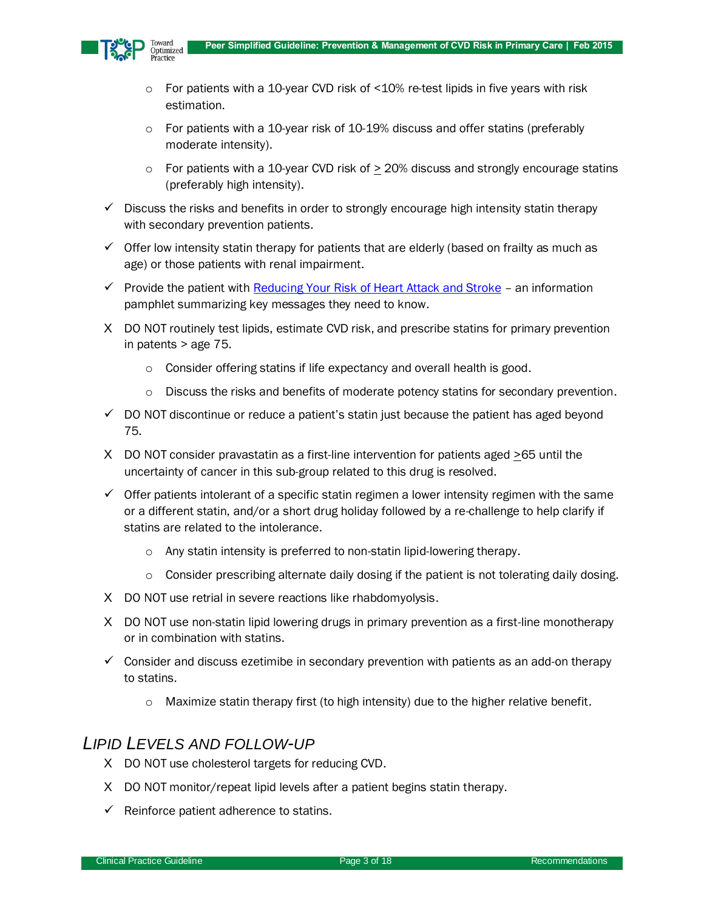- For patients with a 10-year CVD risk of <10% re-test lipids in five years with risk estimation.
- For patients with a 10-year risk of 10-19% discuss and offer statins (preferably moderate intensity).
- For patients with a 10-year CVD risk of ≥ 20% discuss and strongly encourage statins (preferably high intensity).

✓ Discuss the risks and benefits in order to strongly encourage high intensity statin therapy with secondary prevention patients.

✓ Offer low intensity statin therapy for patients that are elderly (based on frailty as much as age) or those patients with renal impairment.

✓ Provide the patient with [Reducing Your Risk of Heart Attack and Stroke](#) – an information pamphlet summarizing key messages they need to know.

X DO NOT routinely test lipids, estimate CVD risk, and prescribe statins for primary prevention in patents > age 75.

- Consider offering statins if life expectancy and overall health is good.
- Discuss the risks and benefits of moderate potency statins for secondary prevention.

✓ DO NOT discontinue or reduce a patient's statin just because the patient has aged beyond 75.

X DO NOT consider pravastatin as a first-line intervention for patients aged ≥65 until the uncertainty of cancer in this sub-group related to this drug is resolved.

✓ Offer patients intolerant of a specific statin regimen a lower intensity regimen with the same or a different statin, and/or a short drug holiday followed by a re-challenge to help clarify if statins are related to the intolerance.

- Any statin intensity is preferred to non-statin lipid-lowering therapy.
- Consider prescribing alternate daily dosing if the patient is not tolerating daily dosing.

X DO NOT use retrial in severe reactions like rhabdomyolysis.

X DO NOT use non-statin lipid lowering drugs in primary prevention as a first-line monotherapy or in combination with statins.

✓ Consider and discuss ezetimibe in secondary prevention with patients as an add-on therapy to statins.

- Maximize statin therapy first (to high intensity) due to the higher relative benefit.

## *LIPID LEVELS AND FOLLOW-UP*

X DO NOT use cholesterol targets for reducing CVD.

X DO NOT monitor/repeat lipid levels after a patient begins statin therapy.

✓ Reinforce patient adherence to statins.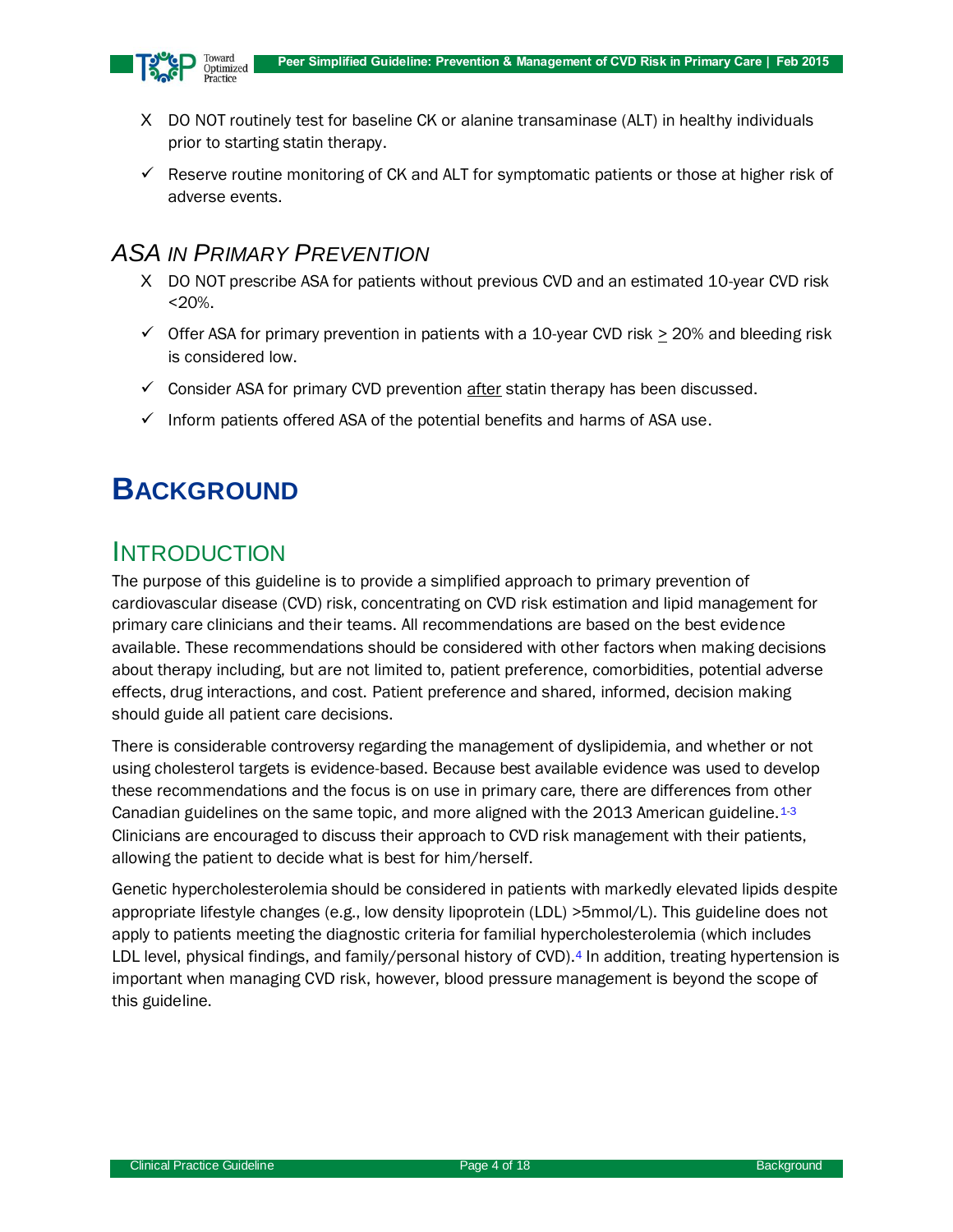- X DO NOT routinely test for baseline CK or alanine transaminase (ALT) in healthy individuals prior to starting statin therapy.
- ✓ Reserve routine monitoring of CK and ALT for symptomatic patients or those at higher risk of adverse events.

## ASA in Primary Prevention

- X DO NOT prescribe ASA for patients without previous CVD and an estimated 10-year CVD risk <20%.
- ✓ Offer ASA for primary prevention in patients with a 10-year CVD risk $\geq$ 20% and bleeding risk is considered low.
- ✓ Consider ASA for primary CVD prevention after statin therapy has been discussed.
- ✓ Inform patients offered ASA of the potential benefits and harms of ASA use.

# Background

## Introduction

The purpose of this guideline is to provide a simplified approach to primary prevention of cardiovascular disease (CVD) risk, concentrating on CVD risk estimation and lipid management for primary care clinicians and their teams. All recommendations are based on the best evidence available. These recommendations should be considered with other factors when making decisions about therapy including, but are not limited to, patient preference, comorbidities, potential adverse effects, drug interactions, and cost. Patient preference and shared, informed, decision making should guide all patient care decisions.

There is considerable controversy regarding the management of dyslipidemia, and whether or not using cholesterol targets is evidence-based. Because best available evidence was used to develop these recommendations and the focus is on use in primary care, there are differences from other Canadian guidelines on the same topic, and more aligned with the 2013 American guideline.[1-3] Clinicians are encouraged to discuss their approach to CVD risk management with their patients, allowing the patient to decide what is best for him/herself.

Genetic hypercholesterolemia should be considered in patients with markedly elevated lipids despite appropriate lifestyle changes (e.g., low density lipoprotein (LDL) >5mmol/L). This guideline does not apply to patients meeting the diagnostic criteria for familial hypercholesterolemia (which includes LDL level, physical findings, and family/personal history of CVD).[4] In addition, treating hypertension is important when managing CVD risk, however, blood pressure management is beyond the scope of this guideline.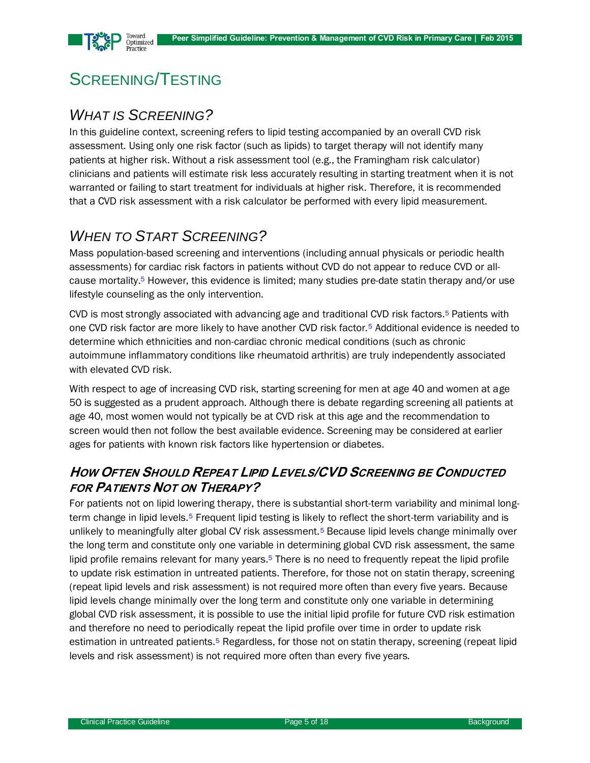# Screening/Testing

## *What is Screening?*

In this guideline context, screening refers to lipid testing accompanied by an overall CVD risk assessment. Using only one risk factor (such as lipids) to target therapy will not identify many patients at higher risk. Without a risk assessment tool (e.g., the Framingham risk calculator) clinicians and patients will estimate risk less accurately resulting in starting treatment when it is not warranted or failing to start treatment for individuals at higher risk. Therefore, it is recommended that a CVD risk assessment with a risk calculator be performed with every lipid measurement.

## *When to Start Screening?*

Mass population-based screening and interventions (including annual physicals or periodic health assessments) for cardiac risk factors in patients without CVD do not appear to reduce CVD or all-cause mortality.[5] However, this evidence is limited; many studies pre-date statin therapy and/or use lifestyle counseling as the only intervention.

CVD is most strongly associated with advancing age and traditional CVD risk factors.[5] Patients with one CVD risk factor are more likely to have another CVD risk factor.[5] Additional evidence is needed to determine which ethnicities and non-cardiac chronic medical conditions (such as chronic autoimmune inflammatory conditions like rheumatoid arthritis) are truly independently associated with elevated CVD risk.

With respect to age of increasing CVD risk, starting screening for men at age 40 and women at age 50 is suggested as a prudent approach. Although there is debate regarding screening all patients at age 40, most women would not typically be at CVD risk at this age and the recommendation to screen would then not follow the best available evidence. Screening may be considered at earlier ages for patients with known risk factors like hypertension or diabetes.

### ***How Often Should Repeat Lipid Levels/CVD Screening be Conducted for Patients Not on Therapy?***

For patients not on lipid lowering therapy, there is substantial short-term variability and minimal long-term change in lipid levels.[5] Frequent lipid testing is likely to reflect the short-term variability and is unlikely to meaningfully alter global CV risk assessment.[5] Because lipid levels change minimally over the long term and constitute only one variable in determining global CVD risk assessment, the same lipid profile remains relevant for many years.[5] There is no need to frequently repeat the lipid profile to update risk estimation in untreated patients. Therefore, for those not on statin therapy, screening (repeat lipid levels and risk assessment) is not required more often than every five years. Because lipid levels change minimally over the long term and constitute only one variable in determining global CVD risk assessment, it is possible to use the initial lipid profile for future CVD risk estimation and therefore no need to periodically repeat the lipid profile over time in order to update risk estimation in untreated patients.[5] Regardless, for those not on statin therapy, screening (repeat lipid levels and risk assessment) is not required more often than every five years.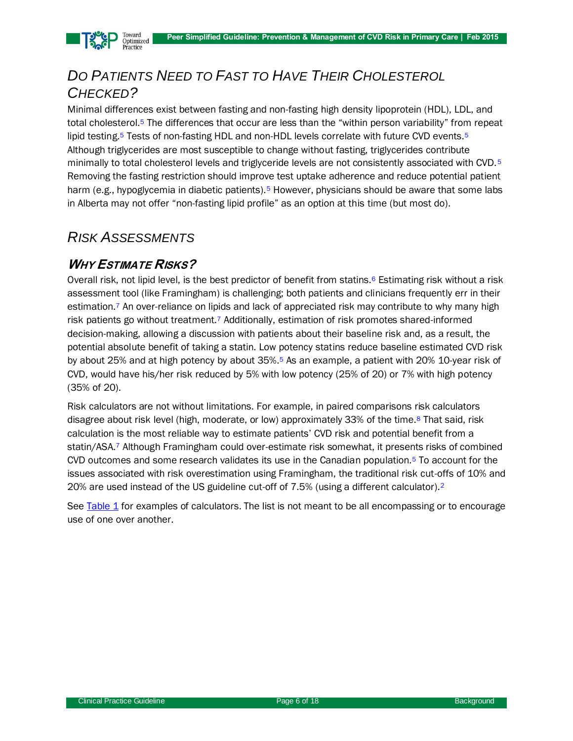## *DO PATIENTS NEED TO FAST TO HAVE THEIR CHOLESTEROL CHECKED?*

Minimal differences exist between fasting and non-fasting high density lipoprotein (HDL), LDL, and total cholesterol.[5] The differences that occur are less than the "within person variability" from repeat lipid testing.[5] Tests of non-fasting HDL and non-HDL levels correlate with future CVD events.[5] Although triglycerides are most susceptible to change without fasting, triglycerides contribute minimally to total cholesterol levels and triglyceride levels are not consistently associated with CVD.[5] Removing the fasting restriction should improve test uptake adherence and reduce potential patient harm (e.g., hypoglycemia in diabetic patients).[5] However, physicians should be aware that some labs in Alberta may not offer "non-fasting lipid profile" as an option at this time (but most do).

## *RISK ASSESSMENTS*

### ***WHY ESTIMATE RISKS?***

Overall risk, not lipid level, is the best predictor of benefit from statins.[6] Estimating risk without a risk assessment tool (like Framingham) is challenging; both patients and clinicians frequently err in their estimation.[7] An over-reliance on lipids and lack of appreciated risk may contribute to why many high risk patients go without treatment.[7] Additionally, estimation of risk promotes shared-informed decision-making, allowing a discussion with patients about their baseline risk and, as a result, the potential absolute benefit of taking a statin. Low potency statins reduce baseline estimated CVD risk by about 25% and at high potency by about 35%.[5] As an example, a patient with 20% 10-year risk of CVD, would have his/her risk reduced by 5% with low potency (25% of 20) or 7% with high potency (35% of 20).

Risk calculators are not without limitations. For example, in paired comparisons risk calculators disagree about risk level (high, moderate, or low) approximately 33% of the time.[8] That said, risk calculation is the most reliable way to estimate patients' CVD risk and potential benefit from a statin/ASA.[7] Although Framingham could over-estimate risk somewhat, it presents risks of combined CVD outcomes and some research validates its use in the Canadian population.[5] To account for the issues associated with risk overestimation using Framingham, the traditional risk cut-offs of 10% and 20% are used instead of the US guideline cut-off of 7.5% (using a different calculator).[2]

See Table 1 for examples of calculators. The list is not meant to be all encompassing or to encourage use of one over another.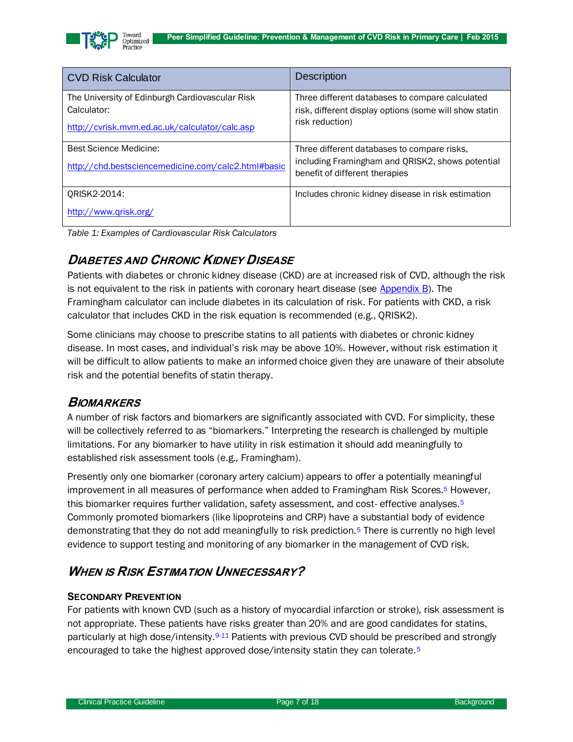| CVD Risk Calculator | Description |
| --- | --- |
| The University of Edinburgh Cardiovascular Risk Calculator: [http://cvrisk.mvm.ed.ac.uk/calculator/calc.asp](http://cvrisk.mvm.ed.ac.uk/calculator/calc.asp) | Three different databases to compare calculated risk, different display options (some will show statin risk reduction) |
| Best Science Medicine: [http://chd.bestsciencemedicine.com/calc2.html#basic](http://chd.bestsciencemedicine.com/calc2.html#basic) | Three different databases to compare risks, including Framingham and QRISK2, shows potential benefit of different therapies |
| QRISK2-2014: [http://www.qrisk.org/](http://www.qrisk.org/) | Includes chronic kidney disease in risk estimation |

*Table 1: Examples of Cardiovascular Risk Calculators*

## *Diabetes and Chronic Kidney Disease*

Patients with diabetes or chronic kidney disease (CKD) are at increased risk of CVD, although the risk is not equivalent to the risk in patients with coronary heart disease (see Appendix B). The Framingham calculator can include diabetes in its calculation of risk. For patients with CKD, a risk calculator that includes CKD in the risk equation is recommended (e.g., QRISK2).

Some clinicians may choose to prescribe statins to all patients with diabetes or chronic kidney disease. In most cases, and individual's risk may be above 10%. However, without risk estimation it will be difficult to allow patients to make an informed choice given they are unaware of their absolute risk and the potential benefits of statin therapy.

## *Biomarkers*

A number of risk factors and biomarkers are significantly associated with CVD. For simplicity, these will be collectively referred to as "biomarkers." Interpreting the research is challenged by multiple limitations. For any biomarker to have utility in risk estimation it should add meaningfully to established risk assessment tools (e.g., Framingham).

Presently only one biomarker (coronary artery calcium) appears to offer a potentially meaningful improvement in all measures of performance when added to Framingham Risk Scores.[5] However, this biomarker requires further validation, safety assessment, and cost- effective analyses.[5] Commonly promoted biomarkers (like lipoproteins and CRP) have a substantial body of evidence demonstrating that they do not add meaningfully to risk prediction.[5] There is currently no high level evidence to support testing and monitoring of any biomarker in the management of CVD risk.

## *When is Risk Estimation Unnecessary?*

### Secondary Prevention

For patients with known CVD (such as a history of myocardial infarction or stroke), risk assessment is not appropriate. These patients have risks greater than 20% and are good candidates for statins, particularly at high dose/intensity.[9-11] Patients with previous CVD should be prescribed and strongly encouraged to take the highest approved dose/intensity statin they can tolerate.[5]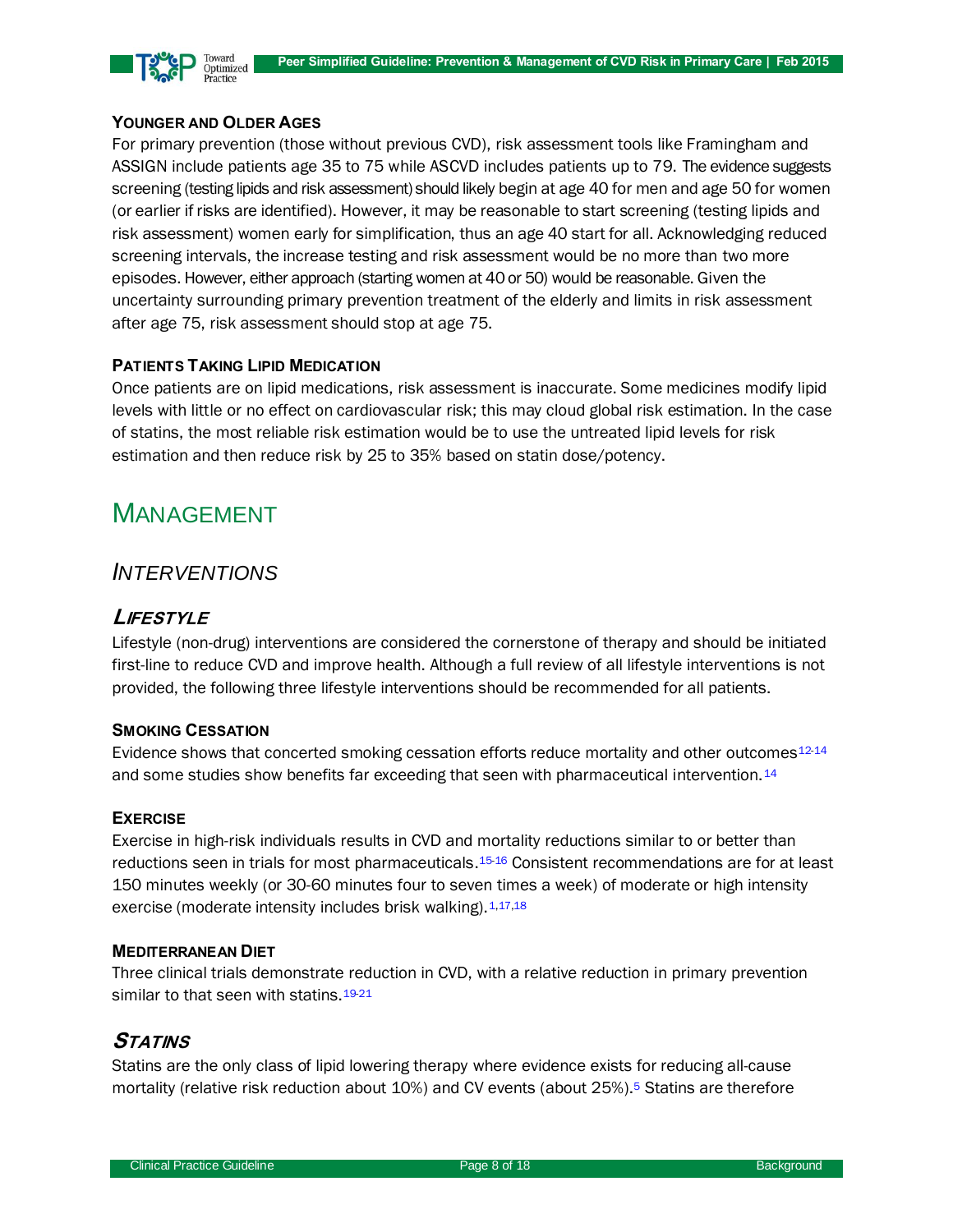#### YOUNGER AND OLDER AGES

For primary prevention (those without previous CVD), risk assessment tools like Framingham and ASSIGN include patients age 35 to 75 while ASCVD includes patients up to 79. The evidence suggests screening (testing lipids and risk assessment) should likely begin at age 40 for men and age 50 for women (or earlier if risks are identified). However, it may be reasonable to start screening (testing lipids and risk assessment) women early for simplification, thus an age 40 start for all. Acknowledging reduced screening intervals, the increase testing and risk assessment would be no more than two more episodes. However, either approach (starting women at 40 or 50) would be reasonable. Given the uncertainty surrounding primary prevention treatment of the elderly and limits in risk assessment after age 75, risk assessment should stop at age 75.

#### PATIENTS TAKING LIPID MEDICATION

Once patients are on lipid medications, risk assessment is inaccurate. Some medicines modify lipid levels with little or no effect on cardiovascular risk; this may cloud global risk estimation. In the case of statins, the most reliable risk estimation would be to use the untreated lipid levels for risk estimation and then reduce risk by 25 to 35% based on statin dose/potency.

# MANAGEMENT

## *INTERVENTIONS*

### *LIFESTYLE*

Lifestyle (non-drug) interventions are considered the cornerstone of therapy and should be initiated first-line to reduce CVD and improve health. Although a full review of all lifestyle interventions is not provided, the following three lifestyle interventions should be recommended for all patients.

#### SMOKING CESSATION

Evidence shows that concerted smoking cessation efforts reduce mortality and other outcomes[12-14] and some studies show benefits far exceeding that seen with pharmaceutical intervention.[14]

#### EXERCISE

Exercise in high-risk individuals results in CVD and mortality reductions similar to or better than reductions seen in trials for most pharmaceuticals.[15-16] Consistent recommendations are for at least 150 minutes weekly (or 30-60 minutes four to seven times a week) of moderate or high intensity exercise (moderate intensity includes brisk walking).[1,17,18]

#### MEDITERRANEAN DIET

Three clinical trials demonstrate reduction in CVD, with a relative reduction in primary prevention similar to that seen with statins.[19-21]

### *STATINS*

Statins are the only class of lipid lowering therapy where evidence exists for reducing all-cause mortality (relative risk reduction about 10%) and CV events (about 25%).[5] Statins are therefore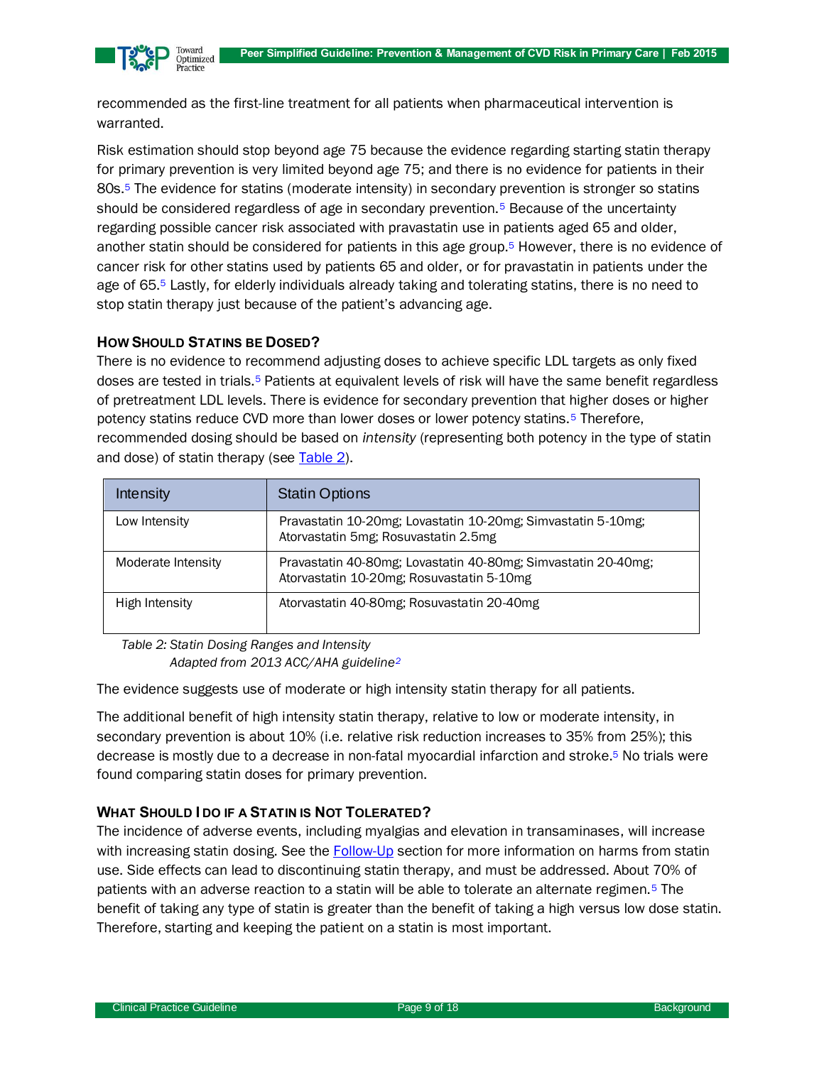recommended as the first-line treatment for all patients when pharmaceutical intervention is warranted.

Risk estimation should stop beyond age 75 because the evidence regarding starting statin therapy for primary prevention is very limited beyond age 75; and there is no evidence for patients in their 80s.[5] The evidence for statins (moderate intensity) in secondary prevention is stronger so statins should be considered regardless of age in secondary prevention.[5] Because of the uncertainty regarding possible cancer risk associated with pravastatin use in patients aged 65 and older, another statin should be considered for patients in this age group.[5] However, there is no evidence of cancer risk for other statins used by patients 65 and older, or for pravastatin in patients under the age of 65.[5] Lastly, for elderly individuals already taking and tolerating statins, there is no need to stop statin therapy just because of the patient's advancing age.

### How Should Statins be Dosed?

There is no evidence to recommend adjusting doses to achieve specific LDL targets as only fixed doses are tested in trials.[5] Patients at equivalent levels of risk will have the same benefit regardless of pretreatment LDL levels. There is evidence for secondary prevention that higher doses or higher potency statins reduce CVD more than lower doses or lower potency statins.[5] Therefore, recommended dosing should be based on *intensity* (representing both potency in the type of statin and dose) of statin therapy (see Table 2).

| Intensity | Statin Options |
|---|---|
| Low Intensity | Pravastatin 10-20mg; Lovastatin 10-20mg; Simvastatin 5-10mg; Atorvastatin 5mg; Rosuvastatin 2.5mg |
| Moderate Intensity | Pravastatin 40-80mg; Lovastatin 40-80mg; Simvastatin 20-40mg; Atorvastatin 10-20mg; Rosuvastatin 5-10mg |
| High Intensity | Atorvastatin 40-80mg; Rosuvastatin 20-40mg |

*Table 2: Statin Dosing Ranges and Intensity*
*Adapted from 2013 ACC/AHA guideline*[2]

The evidence suggests use of moderate or high intensity statin therapy for all patients.

The additional benefit of high intensity statin therapy, relative to low or moderate intensity, in secondary prevention is about 10% (i.e. relative risk reduction increases to 35% from 25%); this decrease is mostly due to a decrease in non-fatal myocardial infarction and stroke.[5] No trials were found comparing statin doses for primary prevention.

### What Should I do if a Statin is Not Tolerated?

The incidence of adverse events, including myalgias and elevation in transaminases, will increase with increasing statin dosing. See the Follow-Up section for more information on harms from statin use. Side effects can lead to discontinuing statin therapy, and must be addressed. About 70% of patients with an adverse reaction to a statin will be able to tolerate an alternate regimen.[5] The benefit of taking any type of statin is greater than the benefit of taking a high versus low dose statin. Therefore, starting and keeping the patient on a statin is most important.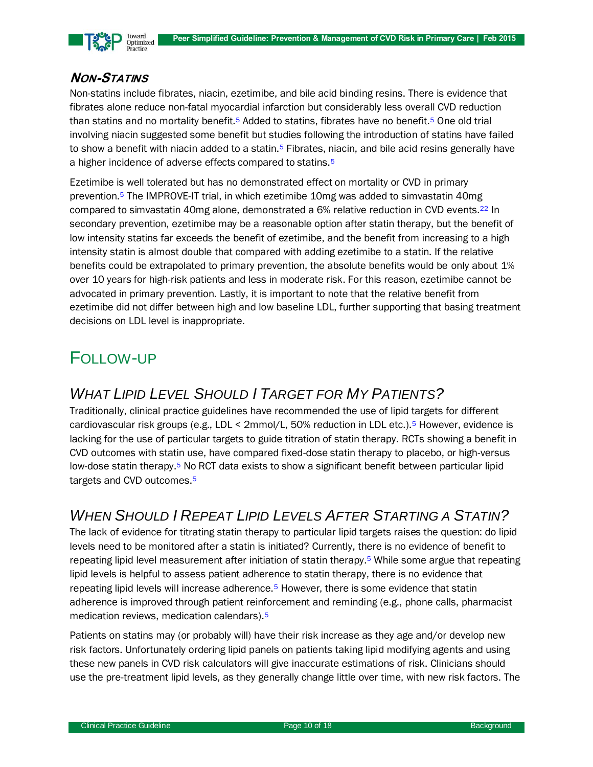### NON-STATINS

Non-statins include fibrates, niacin, ezetimibe, and bile acid binding resins. There is evidence that fibrates alone reduce non-fatal myocardial infarction but considerably less overall CVD reduction than statins and no mortality benefit.[5] Added to statins, fibrates have no benefit.[5] One old trial involving niacin suggested some benefit but studies following the introduction of statins have failed to show a benefit with niacin added to a statin.[5] Fibrates, niacin, and bile acid resins generally have a higher incidence of adverse effects compared to statins.[5]

Ezetimibe is well tolerated but has no demonstrated effect on mortality or CVD in primary prevention.[5] The IMPROVE-IT trial, in which ezetimibe 10mg was added to simvastatin 40mg compared to simvastatin 40mg alone, demonstrated a 6% relative reduction in CVD events.[22] In secondary prevention, ezetimibe may be a reasonable option after statin therapy, but the benefit of low intensity statins far exceeds the benefit of ezetimibe, and the benefit from increasing to a high intensity statin is almost double that compared with adding ezetimibe to a statin. If the relative benefits could be extrapolated to primary prevention, the absolute benefits would be only about 1% over 10 years for high-risk patients and less in moderate risk. For this reason, ezetimibe cannot be advocated in primary prevention. Lastly, it is important to note that the relative benefit from ezetimibe did not differ between high and low baseline LDL, further supporting that basing treatment decisions on LDL level is inappropriate.

# FOLLOW-UP

## *WHAT LIPID LEVEL SHOULD I TARGET FOR MY PATIENTS?*

Traditionally, clinical practice guidelines have recommended the use of lipid targets for different cardiovascular risk groups (e.g., LDL < 2mmol/L, 50% reduction in LDL etc.).[5] However, evidence is lacking for the use of particular targets to guide titration of statin therapy. RCTs showing a benefit in CVD outcomes with statin use, have compared fixed-dose statin therapy to placebo, or high-versus low-dose statin therapy.[5] No RCT data exists to show a significant benefit between particular lipid targets and CVD outcomes.[5]

## *WHEN SHOULD I REPEAT LIPID LEVELS AFTER STARTING A STATIN?*

The lack of evidence for titrating statin therapy to particular lipid targets raises the question: do lipid levels need to be monitored after a statin is initiated? Currently, there is no evidence of benefit to repeating lipid level measurement after initiation of statin therapy.[5] While some argue that repeating lipid levels is helpful to assess patient adherence to statin therapy, there is no evidence that repeating lipid levels will increase adherence.[5] However, there is some evidence that statin adherence is improved through patient reinforcement and reminding (e.g., phone calls, pharmacist medication reviews, medication calendars).[5]

Patients on statins may (or probably will) have their risk increase as they age and/or develop new risk factors. Unfortunately ordering lipid panels on patients taking lipid modifying agents and using these new panels in CVD risk calculators will give inaccurate estimations of risk. Clinicians should use the pre-treatment lipid levels, as they generally change little over time, with new risk factors. The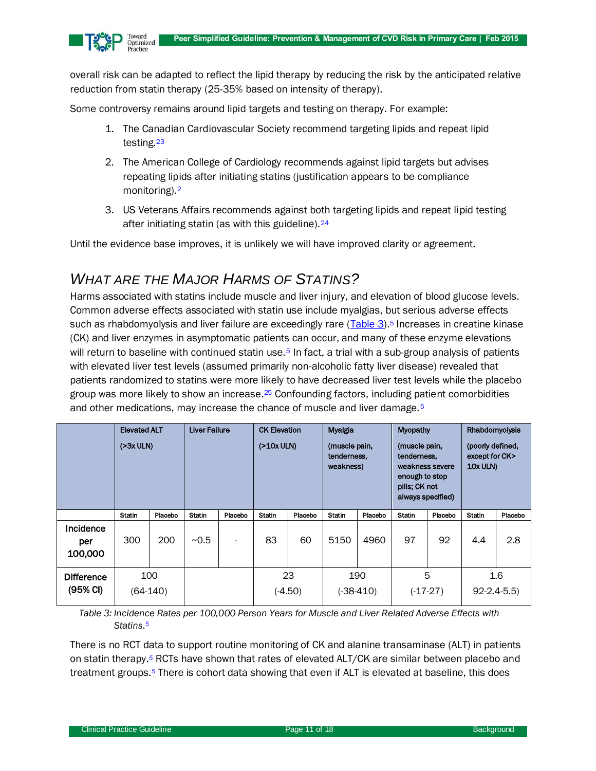overall risk can be adapted to reflect the lipid therapy by reducing the risk by the anticipated relative reduction from statin therapy (25-35% based on intensity of therapy).

Some controversy remains around lipid targets and testing on therapy. For example:

1. The Canadian Cardiovascular Society recommend targeting lipids and repeat lipid testing.[23]
2. The American College of Cardiology recommends against lipid targets but advises repeating lipids after initiating statins (justification appears to be compliance monitoring).[2]
3. US Veterans Affairs recommends against both targeting lipids and repeat lipid testing after initiating statin (as with this guideline).[24]

Until the evidence base improves, it is unlikely we will have improved clarity or agreement.

## *What are the Major Harms of Statins?*

Harms associated with statins include muscle and liver injury, and elevation of blood glucose levels. Common adverse effects associated with statin use include myalgias, but serious adverse effects such as rhabdomyolysis and liver failure are exceedingly rare (Table 3).[5] Increases in creatine kinase (CK) and liver enzymes in asymptomatic patients can occur, and many of these enzyme elevations will return to baseline with continued statin use.[5] In fact, a trial with a sub-group analysis of patients with elevated liver test levels (assumed primarily non-alcoholic fatty liver disease) revealed that patients randomized to statins were more likely to have decreased liver test levels while the placebo group was more likely to show an increase.[25] Confounding factors, including patient comorbidities and other medications, may increase the chance of muscle and liver damage.[5]

| | Elevated ALT (>3x ULN) | | Liver Failure | | CK Elevation (>10x ULN) | | Myalgia (muscle pain, tenderness, weakness) | | Myopathy (muscle pain, tenderness, weakness severe enough to stop pills; CK not always specified) | | Rhabdomyolysis (poorly defined, except for CK> 10x ULN) | |
|---|---|---|---|---|---|---|---|---|---|---|---|---|
| | Statin | Placebo | Statin | Placebo | Statin | Placebo | Statin | Placebo | Statin | Placebo | Statin | Placebo |
| Incidence per 100,000 | 300 | 200 | ~0.5 | - | 83 | 60 | 5150 | 4960 | 97 | 92 | 4.4 | 2.8 |
| Difference (95% CI) | 100 (64-140) | | | | 23 (-4.50) | | 190 (-38-410) | | 5 (-17-27) | | 1.6 92-2.4-5.5) | |

*Table 3: Incidence Rates per 100,000 Person Years for Muscle and Liver Related Adverse Effects with Statins.[5]*

There is no RCT data to support routine monitoring of CK and alanine transaminase (ALT) in patients on statin therapy.[5] RCTs have shown that rates of elevated ALT/CK are similar between placebo and treatment groups.[5] There is cohort data showing that even if ALT is elevated at baseline, this does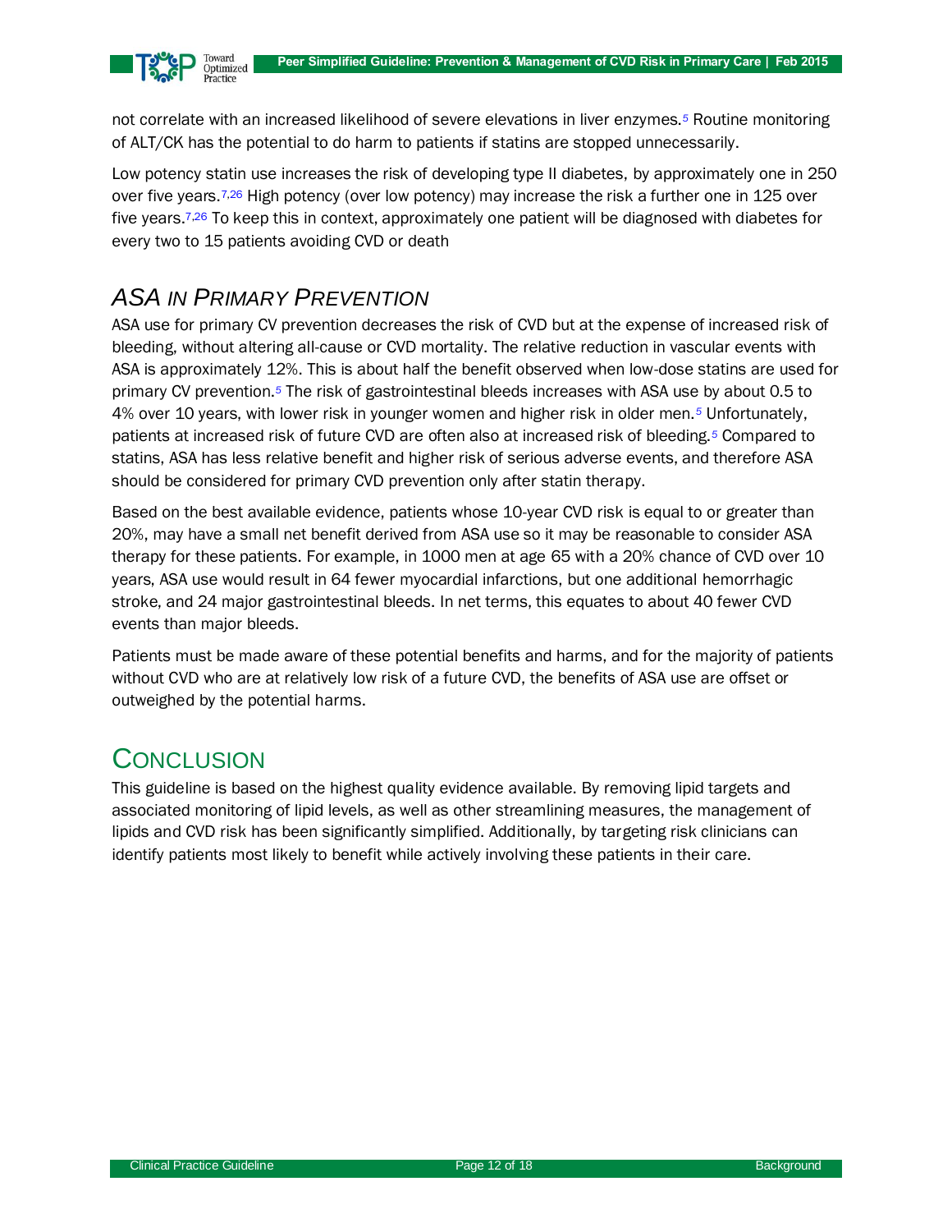not correlate with an increased likelihood of severe elevations in liver enzymes.[5] Routine monitoring of ALT/CK has the potential to do harm to patients if statins are stopped unnecessarily.

Low potency statin use increases the risk of developing type II diabetes, by approximately one in 250 over five years.[7,26] High potency (over low potency) may increase the risk a further one in 125 over five years.[7,26] To keep this in context, approximately one patient will be diagnosed with diabetes for every two to 15 patients avoiding CVD or death

## *ASA IN PRIMARY PREVENTION*

ASA use for primary CV prevention decreases the risk of CVD but at the expense of increased risk of bleeding, without altering all-cause or CVD mortality. The relative reduction in vascular events with ASA is approximately 12%. This is about half the benefit observed when low-dose statins are used for primary CV prevention.[5] The risk of gastrointestinal bleeds increases with ASA use by about 0.5 to 4% over 10 years, with lower risk in younger women and higher risk in older men.[5] Unfortunately, patients at increased risk of future CVD are often also at increased risk of bleeding.[5] Compared to statins, ASA has less relative benefit and higher risk of serious adverse events, and therefore ASA should be considered for primary CVD prevention only after statin therapy.

Based on the best available evidence, patients whose 10-year CVD risk is equal to or greater than 20%, may have a small net benefit derived from ASA use so it may be reasonable to consider ASA therapy for these patients. For example, in 1000 men at age 65 with a 20% chance of CVD over 10 years, ASA use would result in 64 fewer myocardial infarctions, but one additional hemorrhagic stroke, and 24 major gastrointestinal bleeds. In net terms, this equates to about 40 fewer CVD events than major bleeds.

Patients must be made aware of these potential benefits and harms, and for the majority of patients without CVD who are at relatively low risk of a future CVD, the benefits of ASA use are offset or outweighed by the potential harms.

# CONCLUSION

This guideline is based on the highest quality evidence available. By removing lipid targets and associated monitoring of lipid levels, as well as other streamlining measures, the management of lipids and CVD risk has been significantly simplified. Additionally, by targeting risk clinicians can identify patients most likely to benefit while actively involving these patients in their care.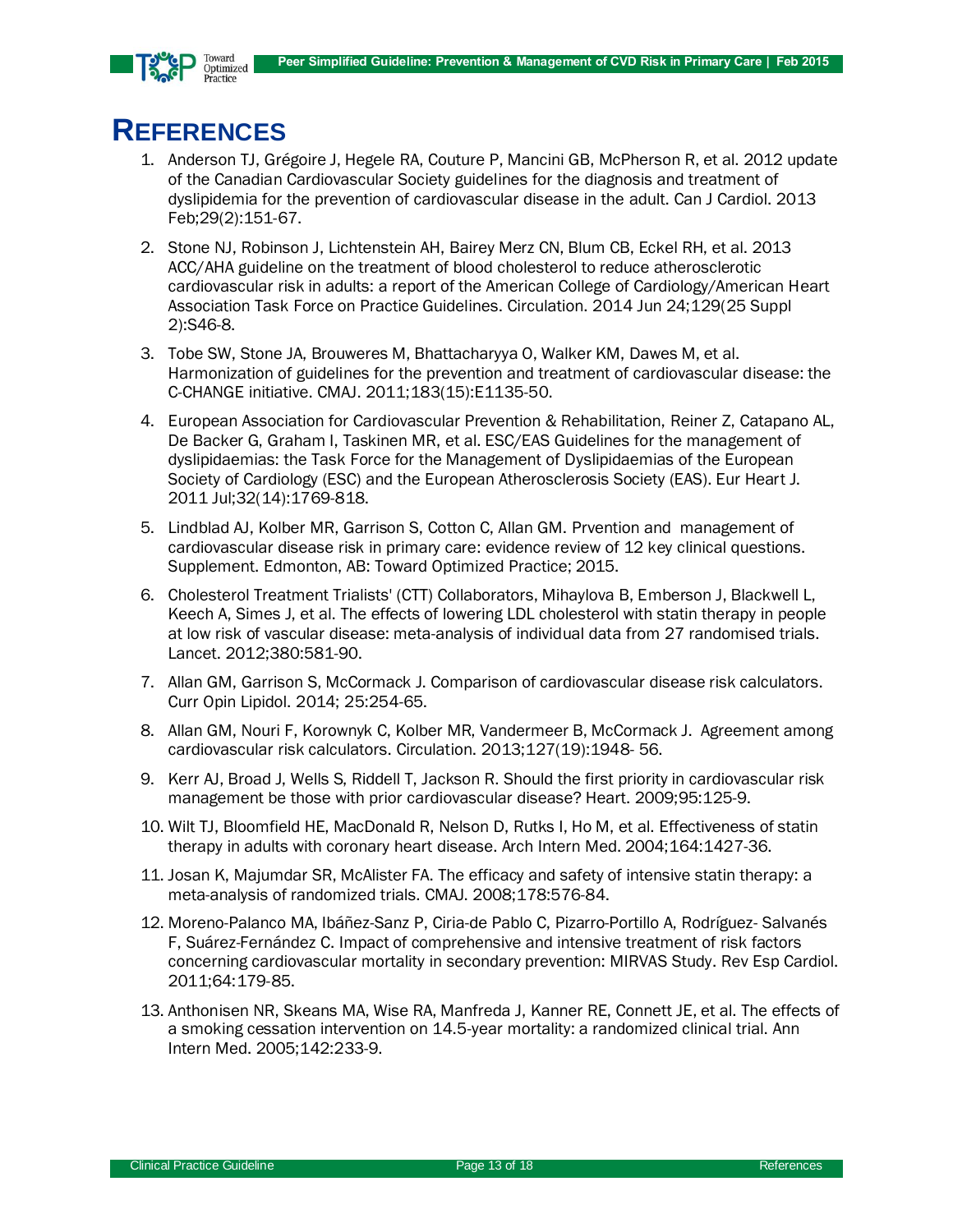# REFERENCES

1. Anderson TJ, Grégoire J, Hegele RA, Couture P, Mancini GB, McPherson R, et al. 2012 update of the Canadian Cardiovascular Society guidelines for the diagnosis and treatment of dyslipidemia for the prevention of cardiovascular disease in the adult. Can J Cardiol. 2013 Feb;29(2):151-67.
2. Stone NJ, Robinson J, Lichtenstein AH, Bairey Merz CN, Blum CB, Eckel RH, et al. 2013 ACC/AHA guideline on the treatment of blood cholesterol to reduce atherosclerotic cardiovascular risk in adults: a report of the American College of Cardiology/American Heart Association Task Force on Practice Guidelines. Circulation. 2014 Jun 24;129(25 Suppl 2):S46-8.
3. Tobe SW, Stone JA, Brouweres M, Bhattacharyya O, Walker KM, Dawes M, et al. Harmonization of guidelines for the prevention and treatment of cardiovascular disease: the C-CHANGE initiative. CMAJ. 2011;183(15):E1135-50.
4. European Association for Cardiovascular Prevention & Rehabilitation, Reiner Z, Catapano AL, De Backer G, Graham I, Taskinen MR, et al. ESC/EAS Guidelines for the management of dyslipidaemias: the Task Force for the Management of Dyslipidaemias of the European Society of Cardiology (ESC) and the European Atherosclerosis Society (EAS). Eur Heart J. 2011 Jul;32(14):1769-818.
5. Lindblad AJ, Kolber MR, Garrison S, Cotton C, Allan GM. Prvention and management of cardiovascular disease risk in primary care: evidence review of 12 key clinical questions. Supplement. Edmonton, AB: Toward Optimized Practice; 2015.
6. Cholesterol Treatment Trialists' (CTT) Collaborators, Mihaylova B, Emberson J, Blackwell L, Keech A, Simes J, et al. The effects of lowering LDL cholesterol with statin therapy in people at low risk of vascular disease: meta-analysis of individual data from 27 randomised trials. Lancet. 2012;380:581-90.
7. Allan GM, Garrison S, McCormack J. Comparison of cardiovascular disease risk calculators. Curr Opin Lipidol. 2014; 25:254-65.
8. Allan GM, Nouri F, Korownyk C, Kolber MR, Vandermeer B, McCormack J. Agreement among cardiovascular risk calculators. Circulation. 2013;127(19):1948- 56.
9. Kerr AJ, Broad J, Wells S, Riddell T, Jackson R. Should the first priority in cardiovascular risk management be those with prior cardiovascular disease? Heart. 2009;95:125-9.
10. Wilt TJ, Bloomfield HE, MacDonald R, Nelson D, Rutks I, Ho M, et al. Effectiveness of statin therapy in adults with coronary heart disease. Arch Intern Med. 2004;164:1427-36.
11. Josan K, Majumdar SR, McAlister FA. The efficacy and safety of intensive statin therapy: a meta-analysis of randomized trials. CMAJ. 2008;178:576-84.
12. Moreno-Palanco MA, Ibáñez-Sanz P, Ciria-de Pablo C, Pizarro-Portillo A, Rodríguez- Salvanés F, Suárez-Fernández C. Impact of comprehensive and intensive treatment of risk factors concerning cardiovascular mortality in secondary prevention: MIRVAS Study. Rev Esp Cardiol. 2011;64:179-85.
13. Anthonisen NR, Skeans MA, Wise RA, Manfreda J, Kanner RE, Connett JE, et al. The effects of a smoking cessation intervention on 14.5-year mortality: a randomized clinical trial. Ann Intern Med. 2005;142:233-9.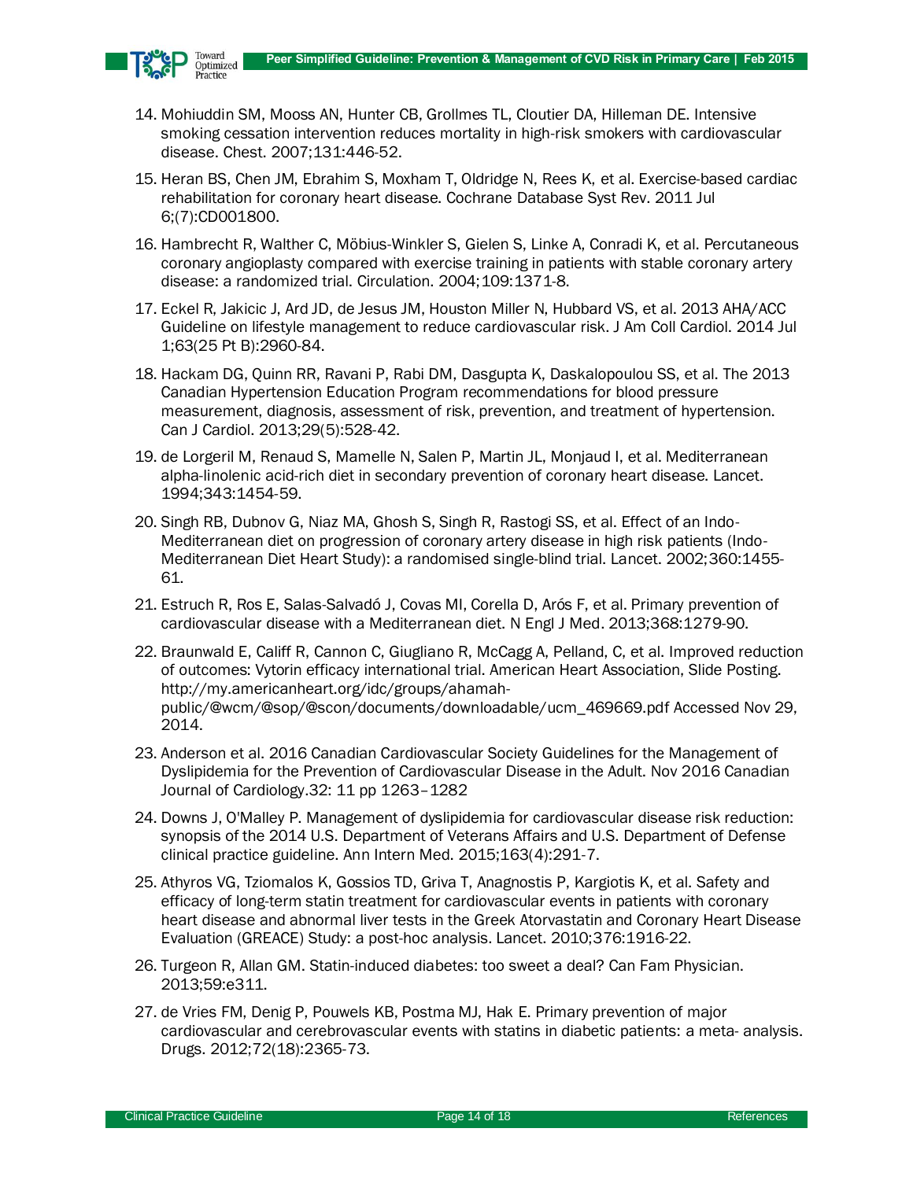14. Mohiuddin SM, Mooss AN, Hunter CB, Grollmes TL, Cloutier DA, Hilleman DE. Intensive smoking cessation intervention reduces mortality in high-risk smokers with cardiovascular disease. Chest. 2007;131:446-52.
15. Heran BS, Chen JM, Ebrahim S, Moxham T, Oldridge N, Rees K, et al. Exercise-based cardiac rehabilitation for coronary heart disease. Cochrane Database Syst Rev. 2011 Jul 6;(7):CD001800.
16. Hambrecht R, Walther C, Möbius-Winkler S, Gielen S, Linke A, Conradi K, et al. Percutaneous coronary angioplasty compared with exercise training in patients with stable coronary artery disease: a randomized trial. Circulation. 2004;109:1371-8.
17. Eckel R, Jakicic J, Ard JD, de Jesus JM, Houston Miller N, Hubbard VS, et al. 2013 AHA/ACC Guideline on lifestyle management to reduce cardiovascular risk. J Am Coll Cardiol. 2014 Jul 1;63(25 Pt B):2960-84.
18. Hackam DG, Quinn RR, Ravani P, Rabi DM, Dasgupta K, Daskalopoulou SS, et al. The 2013 Canadian Hypertension Education Program recommendations for blood pressure measurement, diagnosis, assessment of risk, prevention, and treatment of hypertension. Can J Cardiol. 2013;29(5):528-42.
19. de Lorgeril M, Renaud S, Mamelle N, Salen P, Martin JL, Monjaud I, et al. Mediterranean alpha-linolenic acid-rich diet in secondary prevention of coronary heart disease. Lancet. 1994;343:1454-59.
20. Singh RB, Dubnov G, Niaz MA, Ghosh S, Singh R, Rastogi SS, et al. Effect of an Indo-Mediterranean diet on progression of coronary artery disease in high risk patients (Indo-Mediterranean Diet Heart Study): a randomised single-blind trial. Lancet. 2002;360:1455-61.
21. Estruch R, Ros E, Salas-Salvadó J, Covas MI, Corella D, Arós F, et al. Primary prevention of cardiovascular disease with a Mediterranean diet. N Engl J Med. 2013;368:1279-90.
22. Braunwald E, Califf R, Cannon C, Giugliano R, McCagg A, Pelland, C, et al. Improved reduction of outcomes: Vytorin efficacy international trial. American Heart Association, Slide Posting. http://my.americanheart.org/idc/groups/ahamah-public/@wcm/@sop/@scon/documents/downloadable/ucm_469669.pdf Accessed Nov 29, 2014.
23. Anderson et al. 2016 Canadian Cardiovascular Society Guidelines for the Management of Dyslipidemia for the Prevention of Cardiovascular Disease in the Adult. Nov 2016 Canadian Journal of Cardiology.32: 11 pp 1263–1282
24. Downs J, O'Malley P. Management of dyslipidemia for cardiovascular disease risk reduction: synopsis of the 2014 U.S. Department of Veterans Affairs and U.S. Department of Defense clinical practice guideline. Ann Intern Med. 2015;163(4):291-7.
25. Athyros VG, Tziomalos K, Gossios TD, Griva T, Anagnostis P, Kargiotis K, et al. Safety and efficacy of long-term statin treatment for cardiovascular events in patients with coronary heart disease and abnormal liver tests in the Greek Atorvastatin and Coronary Heart Disease Evaluation (GREACE) Study: a post-hoc analysis. Lancet. 2010;376:1916-22.
26. Turgeon R, Allan GM. Statin-induced diabetes: too sweet a deal? Can Fam Physician. 2013;59:e311.
27. de Vries FM, Denig P, Pouwels KB, Postma MJ, Hak E. Primary prevention of major cardiovascular and cerebrovascular events with statins in diabetic patients: a meta- analysis. Drugs. 2012;72(18):2365-73.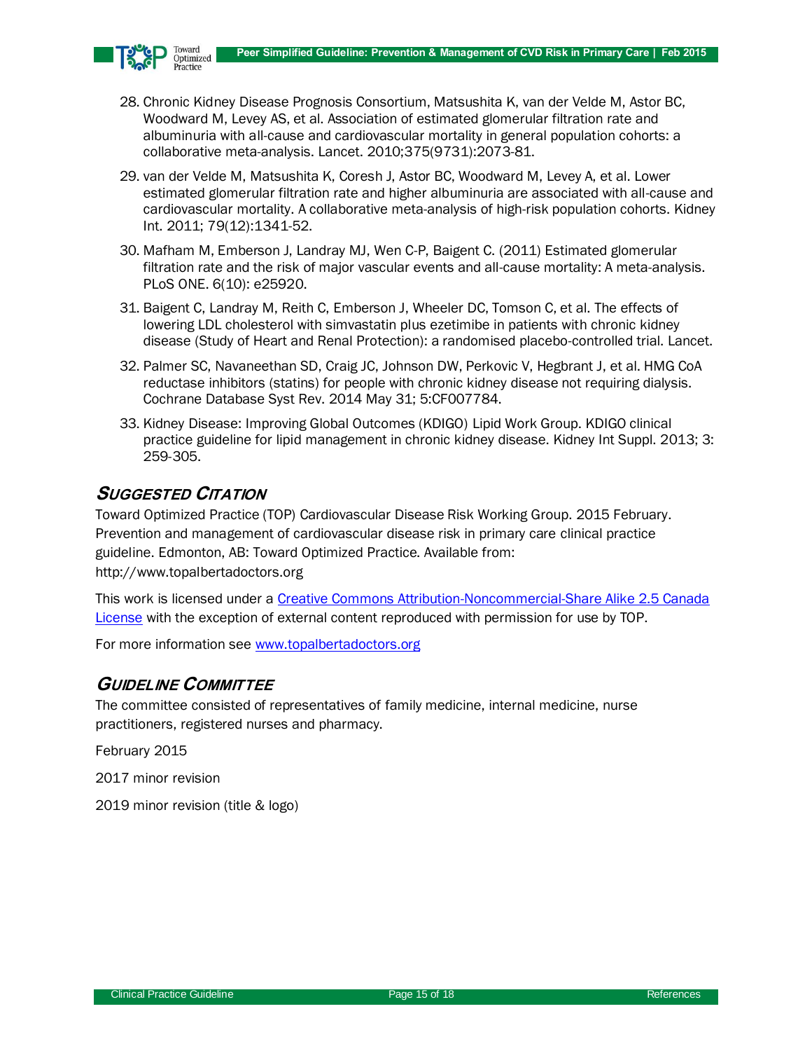28. Chronic Kidney Disease Prognosis Consortium, Matsushita K, van der Velde M, Astor BC, Woodward M, Levey AS, et al. Association of estimated glomerular filtration rate and albuminuria with all-cause and cardiovascular mortality in general population cohorts: a collaborative meta-analysis. Lancet. 2010;375(9731):2073-81.

29. van der Velde M, Matsushita K, Coresh J, Astor BC, Woodward M, Levey A, et al. Lower estimated glomerular filtration rate and higher albuminuria are associated with all-cause and cardiovascular mortality. A collaborative meta-analysis of high-risk population cohorts. Kidney Int. 2011; 79(12):1341-52.

30. Mafham M, Emberson J, Landray MJ, Wen C-P, Baigent C. (2011) Estimated glomerular filtration rate and the risk of major vascular events and all-cause mortality: A meta-analysis. PLoS ONE. 6(10): e25920.

31. Baigent C, Landray M, Reith C, Emberson J, Wheeler DC, Tomson C, et al. The effects of lowering LDL cholesterol with simvastatin plus ezetimibe in patients with chronic kidney disease (Study of Heart and Renal Protection): a randomised placebo-controlled trial. Lancet.

32. Palmer SC, Navaneethan SD, Craig JC, Johnson DW, Perkovic V, Hegbrant J, et al. HMG CoA reductase inhibitors (statins) for people with chronic kidney disease not requiring dialysis. Cochrane Database Syst Rev. 2014 May 31; 5:CF007784.

33. Kidney Disease: Improving Global Outcomes (KDIGO) Lipid Work Group. KDIGO clinical practice guideline for lipid management in chronic kidney disease. Kidney Int Suppl. 2013; 3: 259-305.

## Suggested Citation

Toward Optimized Practice (TOP) Cardiovascular Disease Risk Working Group. 2015 February. Prevention and management of cardiovascular disease risk in primary care clinical practice guideline. Edmonton, AB: Toward Optimized Practice. Available from: http://www.topalbertadoctors.org

This work is licensed under a Creative Commons Attribution-Noncommercial-Share Alike 2.5 Canada License with the exception of external content reproduced with permission for use by TOP.

For more information see www.topalbertadoctors.org

## Guideline Committee

The committee consisted of representatives of family medicine, internal medicine, nurse practitioners, registered nurses and pharmacy.

February 2015

2017 minor revision

2019 minor revision (title & logo)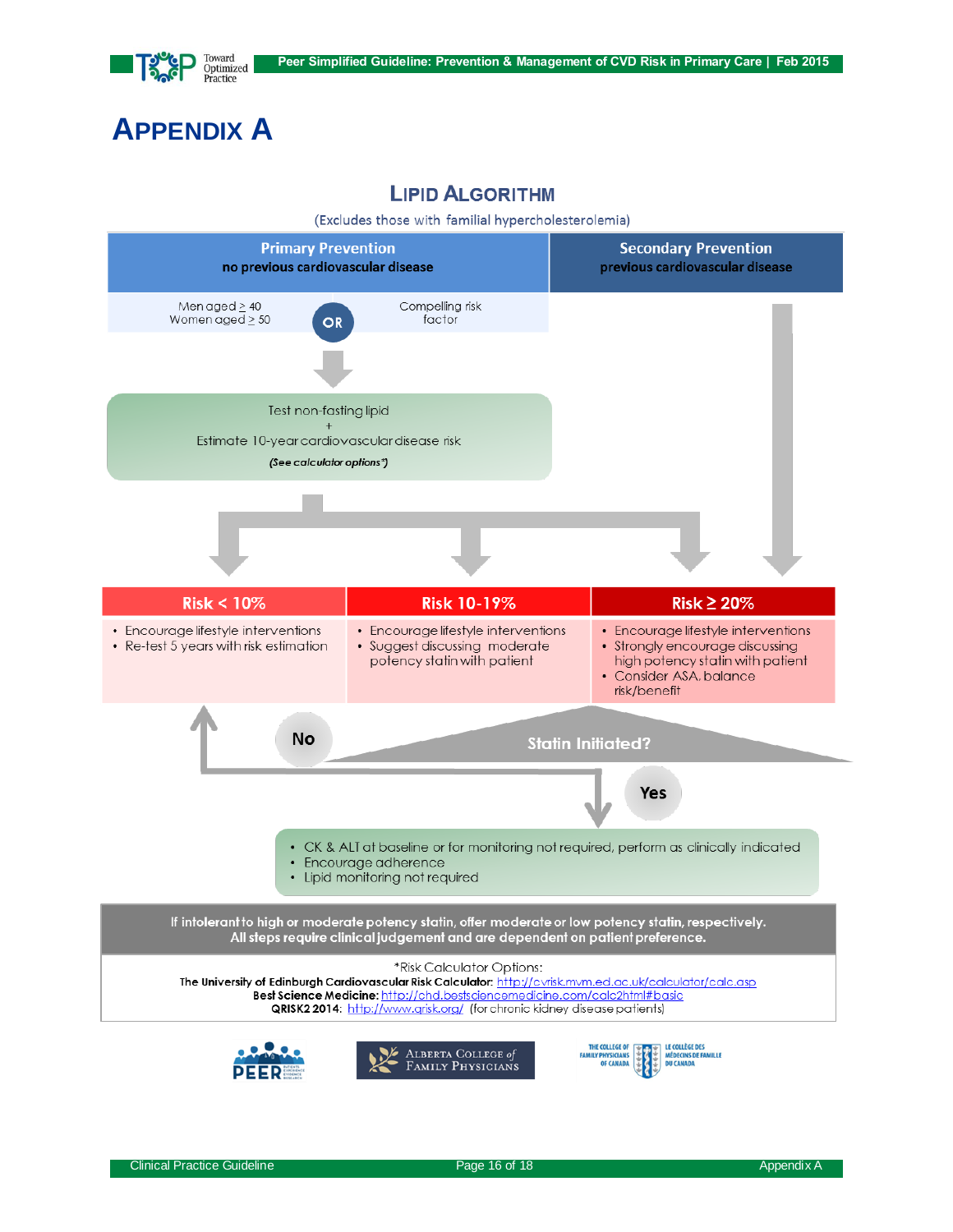# APPENDIX A

## LIPID ALGORITHM

(Excludes those with familial hypercholesterolemia)

**Primary Prevention**
**no previous cardiovascular disease**

Men aged ≥ 40
Women aged ≥ 50

OR

Compelling risk factor

Test non-fasting lipid
+
Estimate 10-year cardiovascular disease risk
***(See calculator options\*)***

**Secondary Prevention**
**previous cardiovascular disease**

| Risk < 10% | Risk 10-19% | Risk ≥ 20% |
|---|---|---|
| • Encourage lifestyle interventions<br>• Re-test 5 years with risk estimation | • Encourage lifestyle interventions<br>• Suggest discussing moderate potency statin with patient | • Encourage lifestyle interventions<br>• Strongly encourage discussing high potency statin with patient<br>• Consider ASA, balance risk/benefit |

**Statin Initiated?**

**No** → return to Risk < 10%

**Yes** →

- CK & ALT at baseline or for monitoring not required, perform as clinically indicated
- Encourage adherence
- Lipid monitoring not required

**If intolerant to high or moderate potency statin, offer moderate or low potency statin, respectively.**
**All steps require clinical judgement and are dependent on patient preference.**

\*Risk Calculator Options:
**The University of Edinburgh Cardiovascular Risk Calculator:** http://cvrisk.mvm.ed.ac.uk/calculator/calc.asp
**Best Science Medicine:** http://chd.bestsciencemedicine.com/calc2.html#basic
**QRISK2 2014:** http://www.qrisk.org/ (for chronic kidney disease patients)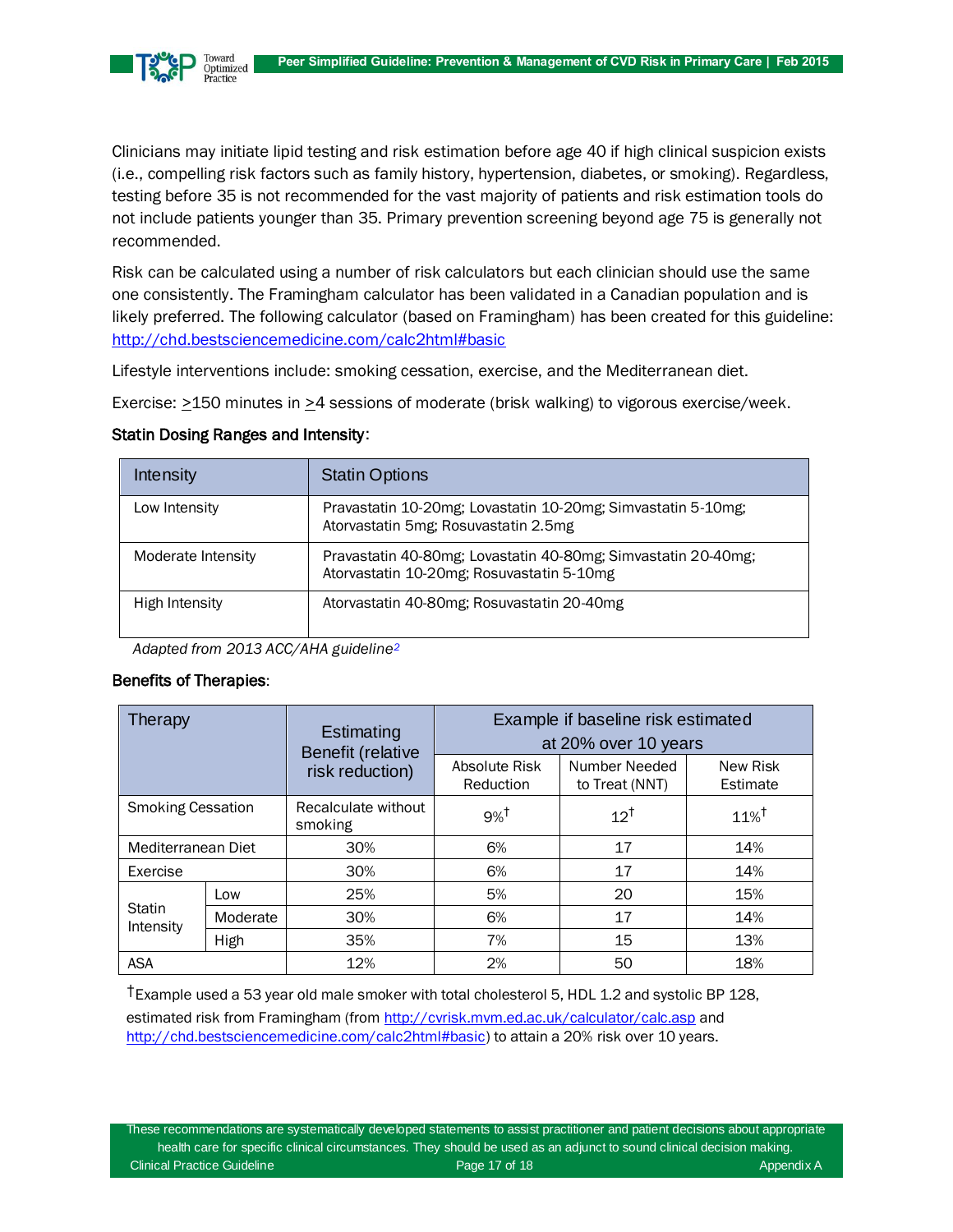Clinicians may initiate lipid testing and risk estimation before age 40 if high clinical suspicion exists (i.e., compelling risk factors such as family history, hypertension, diabetes, or smoking). Regardless, testing before 35 is not recommended for the vast majority of patients and risk estimation tools do not include patients younger than 35. Primary prevention screening beyond age 75 is generally not recommended.

Risk can be calculated using a number of risk calculators but each clinician should use the same one consistently. The Framingham calculator has been validated in a Canadian population and is likely preferred. The following calculator (based on Framingham) has been created for this guideline: http://chd.bestsciencemedicine.com/calc2html#basic

Lifestyle interventions include: smoking cessation, exercise, and the Mediterranean diet.

Exercise: ≥150 minutes in ≥4 sessions of moderate (brisk walking) to vigorous exercise/week.

**Statin Dosing Ranges and Intensity**:

| Intensity | Statin Options |
|---|---|
| Low Intensity | Pravastatin 10-20mg; Lovastatin 10-20mg; Simvastatin 5-10mg; Atorvastatin 5mg; Rosuvastatin 2.5mg |
| Moderate Intensity | Pravastatin 40-80mg; Lovastatin 40-80mg; Simvastatin 20-40mg; Atorvastatin 10-20mg; Rosuvastatin 5-10mg |
| High Intensity | Atorvastatin 40-80mg; Rosuvastatin 20-40mg |

*Adapted from 2013 ACC/AHA guideline*[2]

**Benefits of Therapies**:

| Therapy | | Estimating Benefit (relative risk reduction) | Example if baseline risk estimated at 20% over 10 years | | |
|---|---|---|---|---|---|
| | | | Absolute Risk Reduction | Number Needed to Treat (NNT) | New Risk Estimate |
| Smoking Cessation | | Recalculate without smoking | 9%† | 12† | 11%† |
| Mediterranean Diet | | 30% | 6% | 17 | 14% |
| Exercise | | 30% | 6% | 17 | 14% |
| Statin Intensity | Low | 25% | 5% | 20 | 15% |
| | Moderate | 30% | 6% | 17 | 14% |
| | High | 35% | 7% | 15 | 13% |
| ASA | | 12% | 2% | 50 | 18% |

†Example used a 53 year old male smoker with total cholesterol 5, HDL 1.2 and systolic BP 128, estimated risk from Framingham (from http://cvrisk.mvm.ed.ac.uk/calculator/calc.asp and http://chd.bestsciencemedicine.com/calc2html#basic) to attain a 20% risk over 10 years.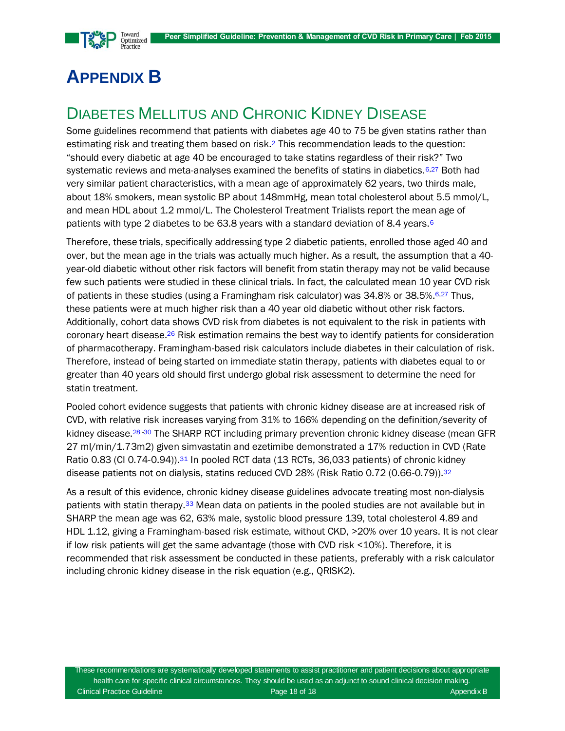# APPENDIX B

## DIABETES MELLITUS AND CHRONIC KIDNEY DISEASE

Some guidelines recommend that patients with diabetes age 40 to 75 be given statins rather than estimating risk and treating them based on risk.[2] This recommendation leads to the question: "should every diabetic at age 40 be encouraged to take statins regardless of their risk?" Two systematic reviews and meta-analyses examined the benefits of statins in diabetics.[6,27] Both had very similar patient characteristics, with a mean age of approximately 62 years, two thirds male, about 18% smokers, mean systolic BP about 148mmHg, mean total cholesterol about 5.5 mmol/L, and mean HDL about 1.2 mmol/L. The Cholesterol Treatment Trialists report the mean age of patients with type 2 diabetes to be 63.8 years with a standard deviation of 8.4 years.[6]

Therefore, these trials, specifically addressing type 2 diabetic patients, enrolled those aged 40 and over, but the mean age in the trials was actually much higher. As a result, the assumption that a 40-year-old diabetic without other risk factors will benefit from statin therapy may not be valid because few such patients were studied in these clinical trials. In fact, the calculated mean 10 year CVD risk of patients in these studies (using a Framingham risk calculator) was 34.8% or 38.5%.[6,27] Thus, these patients were at much higher risk than a 40 year old diabetic without other risk factors. Additionally, cohort data shows CVD risk from diabetes is not equivalent to the risk in patients with coronary heart disease.[26] Risk estimation remains the best way to identify patients for consideration of pharmacotherapy. Framingham-based risk calculators include diabetes in their calculation of risk. Therefore, instead of being started on immediate statin therapy, patients with diabetes equal to or greater than 40 years old should first undergo global risk assessment to determine the need for statin treatment.

Pooled cohort evidence suggests that patients with chronic kidney disease are at increased risk of CVD, with relative risk increases varying from 31% to 166% depending on the definition/severity of kidney disease.[28-30] The SHARP RCT including primary prevention chronic kidney disease (mean GFR 27 ml/min/1.73m2) given simvastatin and ezetimibe demonstrated a 17% reduction in CVD (Rate Ratio 0.83 (CI 0.74-0.94)).[31] In pooled RCT data (13 RCTs, 36,033 patients) of chronic kidney disease patients not on dialysis, statins reduced CVD 28% (Risk Ratio 0.72 (0.66-0.79)).[32]

As a result of this evidence, chronic kidney disease guidelines advocate treating most non-dialysis patients with statin therapy.[33] Mean data on patients in the pooled studies are not available but in SHARP the mean age was 62, 63% male, systolic blood pressure 139, total cholesterol 4.89 and HDL 1.12, giving a Framingham-based risk estimate, without CKD, >20% over 10 years. It is not clear if low risk patients will get the same advantage (those with CVD risk <10%). Therefore, it is recommended that risk assessment be conducted in these patients, preferably with a risk calculator including chronic kidney disease in the risk equation (e.g., QRISK2).